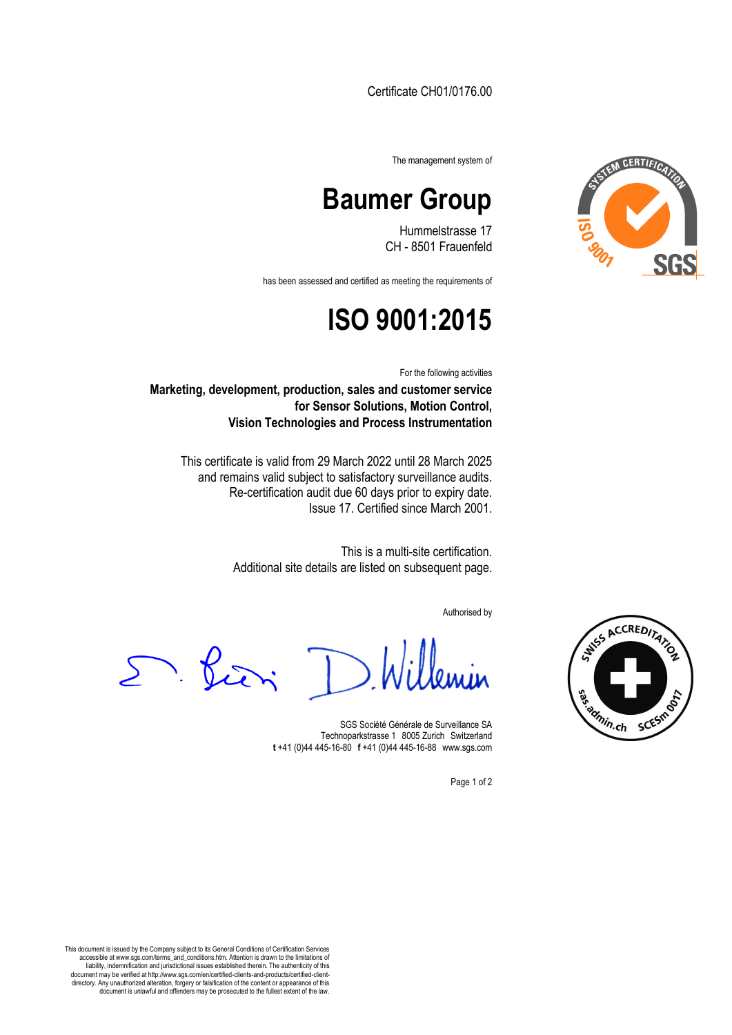Certificate CH01/0176.00

The management system of

# Baumer Group

Hummelstrasse 17
CH - 8501 Frauenfeld

has been assessed and certified as meeting the requirements of

# ISO 9001:2015

For the following activities

**Marketing, development, production, sales and customer service for Sensor Solutions, Motion Control, Vision Technologies and Process Instrumentation**

This certificate is valid from 29 March 2022 until 28 March 2025 and remains valid subject to satisfactory surveillance audits. Re-certification audit due 60 days prior to expiry date. Issue 17. Certified since March 2001.

This is a multi-site certification.
Additional site details are listed on subsequent page.

Authorised by

SGS Société Générale de Surveillance SA
Technoparkstrasse 1 8005 Zurich Switzerland
**t** +41 (0)44 445-16-80 **f** +41 (0)44 445-16-88 www.sgs.com

This document is issued by the Company subject to its General Conditions of Certification Services accessible at www.sgs.com/terms_and_conditions.htm. Attention is drawn to the limitations of liability, indemnification and jurisdictional issues established therein. The authenticity of this document may be verified at http://www.sgs.com/en/certified-clients-and-products/certified-client-directory. Any unauthorized alteration, forgery or falsification of the content or appearance of this document is unlawful and offenders may be prosecuted to the fullest extent of the law.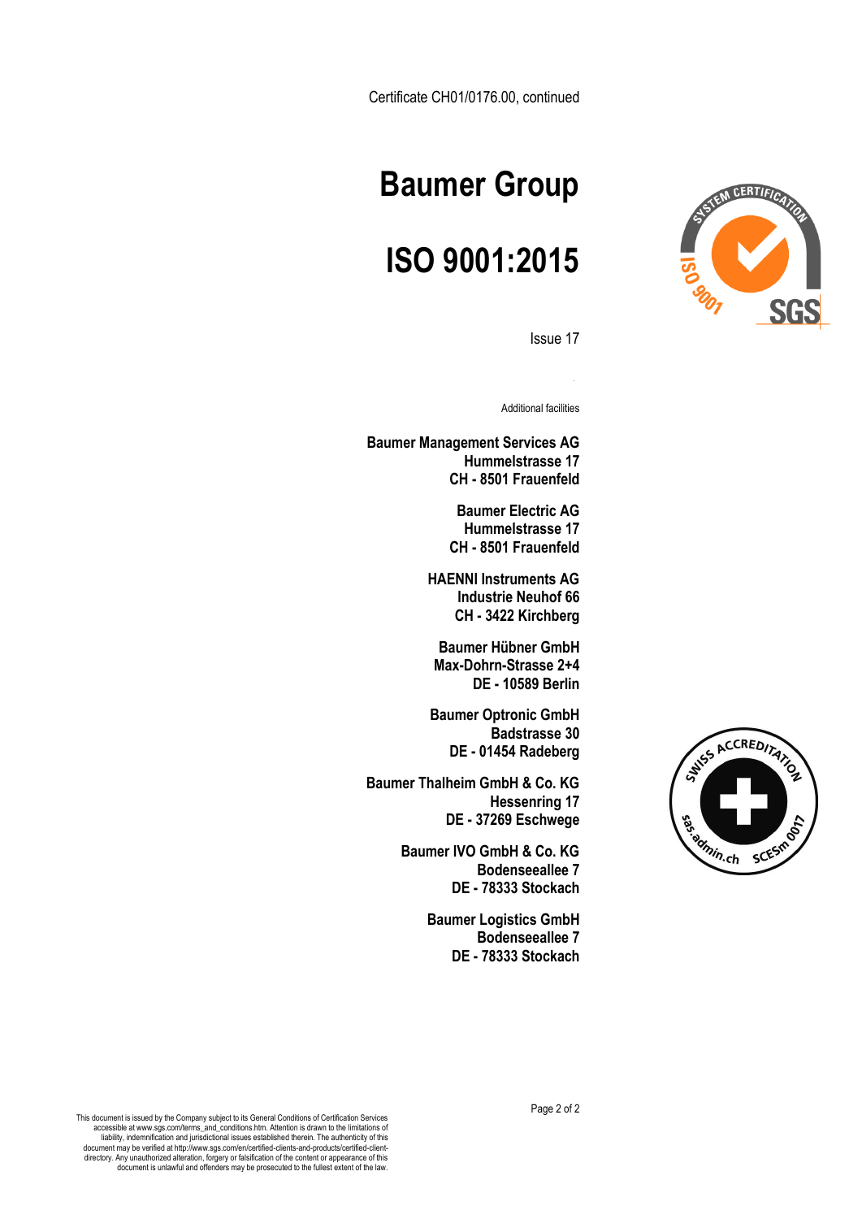Certificate CH01/0176.00, continued

# Baumer Group

# ISO 9001:2015

Issue 17

Additional facilities

**Baumer Management Services AG**
**Hummelstrasse 17**
**CH - 8501 Frauenfeld**

**Baumer Electric AG**
**Hummelstrasse 17**
**CH - 8501 Frauenfeld**

**HAENNI Instruments AG**
**Industrie Neuhof 66**
**CH - 3422 Kirchberg**

**Baumer Hübner GmbH**
**Max-Dohrn-Strasse 2+4**
**DE - 10589 Berlin**

**Baumer Optronic GmbH**
**Badstrasse 30**
**DE - 01454 Radeberg**

**Baumer Thalheim GmbH & Co. KG**
**Hessenring 17**
**DE - 37269 Eschwege**

**Baumer IVO GmbH & Co. KG**
**Bodenseeallee 7**
**DE - 78333 Stockach**

**Baumer Logistics GmbH**
**Bodenseeallee 7**
**DE - 78333 Stockach**

This document is issued by the Company subject to its General Conditions of Certification Services accessible at www.sgs.com/terms_and_conditions.htm. Attention is drawn to the limitations of liability, indemnification and jurisdictional issues established therein. The authenticity of this document may be verified at http://www.sgs.com/en/certified-clients-and-products/certified-client-directory. Any unauthorized alteration, forgery or falsification of the content or appearance of this document is unlawful and offenders may be prosecuted to the fullest extent of the law.